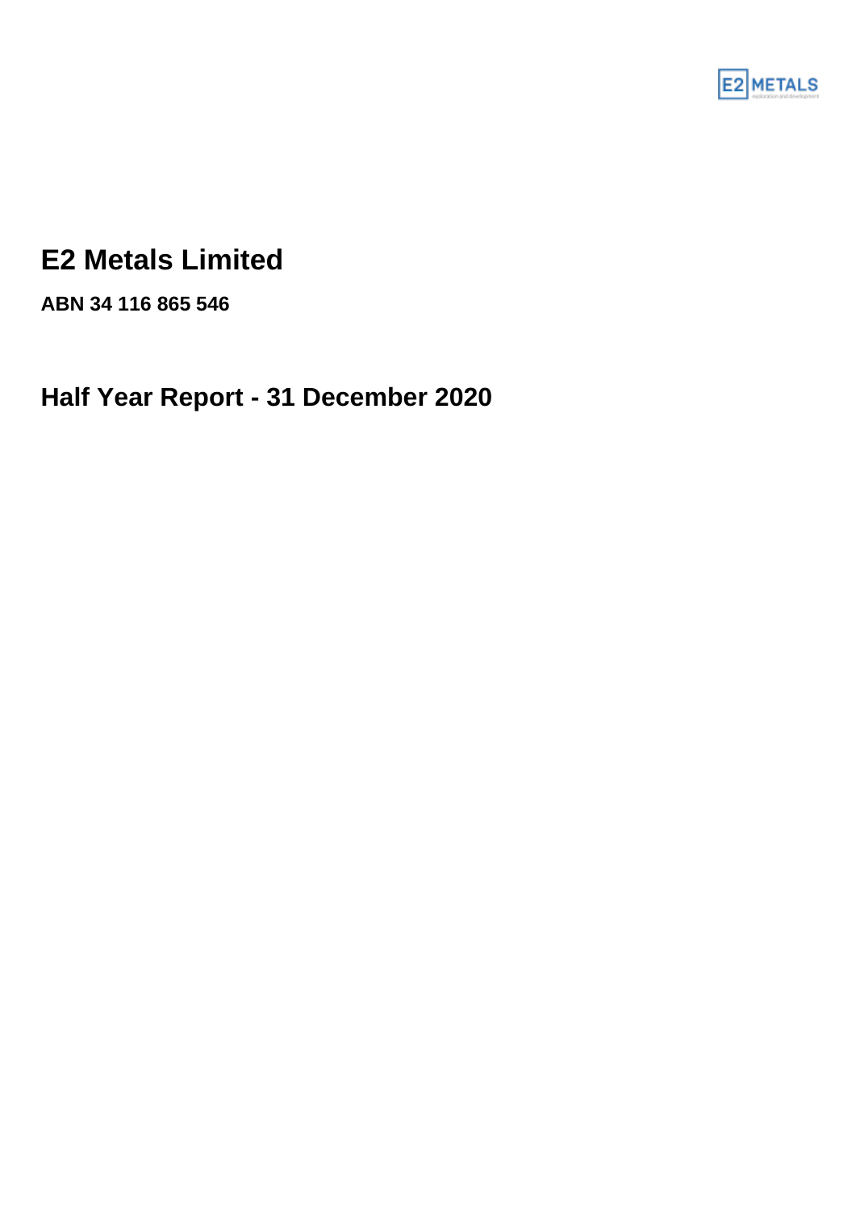# E2 Metals Limited

**ABN 34 116 865 546**

## Half Year Report - 31 December 2020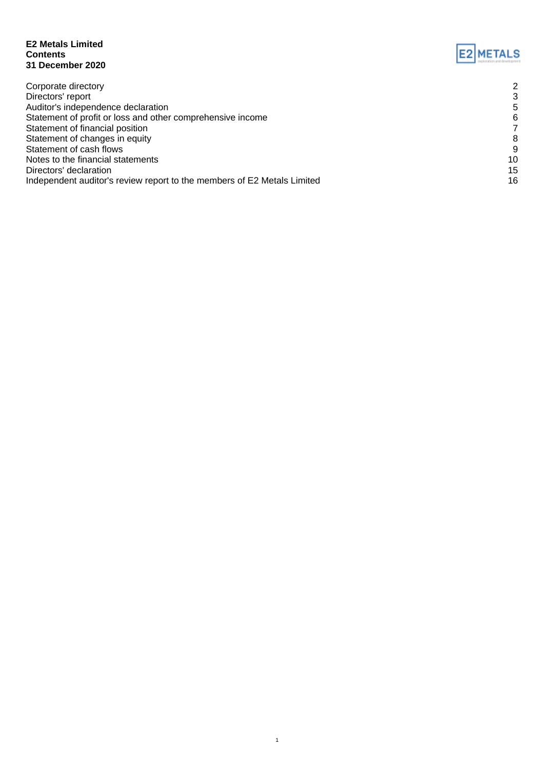**E2 Metals Limited**
**Contents**
**31 December 2020**

| | |
|---|---|
| Corporate directory | 2 |
| Directors' report | 3 |
| Auditor's independence declaration | 5 |
| Statement of profit or loss and other comprehensive income | 6 |
| Statement of financial position | 7 |
| Statement of changes in equity | 8 |
| Statement of cash flows | 9 |
| Notes to the financial statements | 10 |
| Directors' declaration | 15 |
| Independent auditor's review report to the members of E2 Metals Limited | 16 |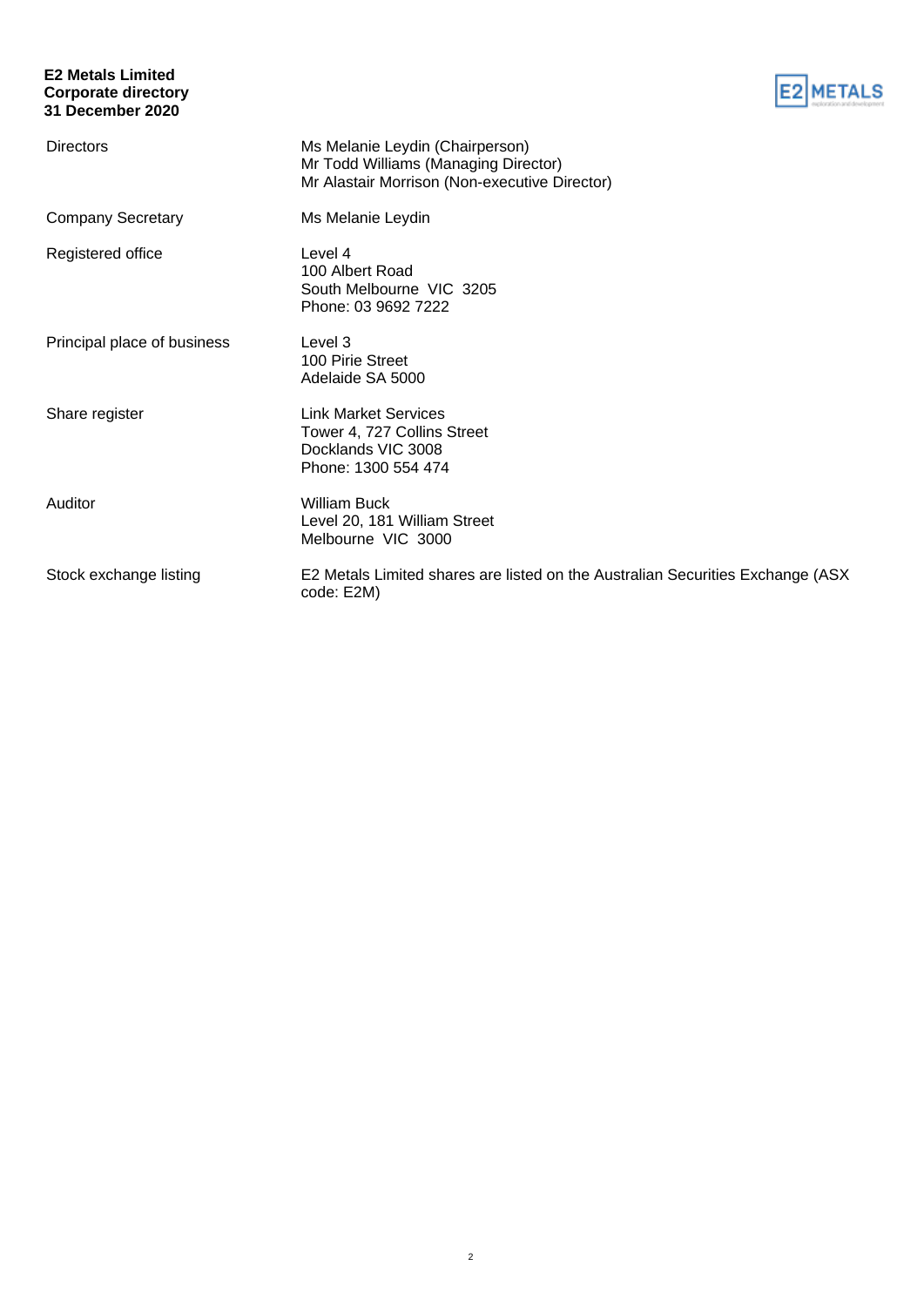**E2 Metals Limited**
**Corporate directory**
**31 December 2020**

| | |
|---|---|
| Directors | Ms Melanie Leydin (Chairperson)<br>Mr Todd Williams (Managing Director)<br>Mr Alastair Morrison (Non-executive Director) |
| Company Secretary | Ms Melanie Leydin |
| Registered office | Level 4<br>100 Albert Road<br>South Melbourne VIC 3205<br>Phone: 03 9692 7222 |
| Principal place of business | Level 3<br>100 Pirie Street<br>Adelaide SA 5000 |
| Share register | Link Market Services<br>Tower 4, 727 Collins Street<br>Docklands VIC 3008<br>Phone: 1300 554 474 |
| Auditor | William Buck<br>Level 20, 181 William Street<br>Melbourne VIC 3000 |
| Stock exchange listing | E2 Metals Limited shares are listed on the Australian Securities Exchange (ASX code: E2M) |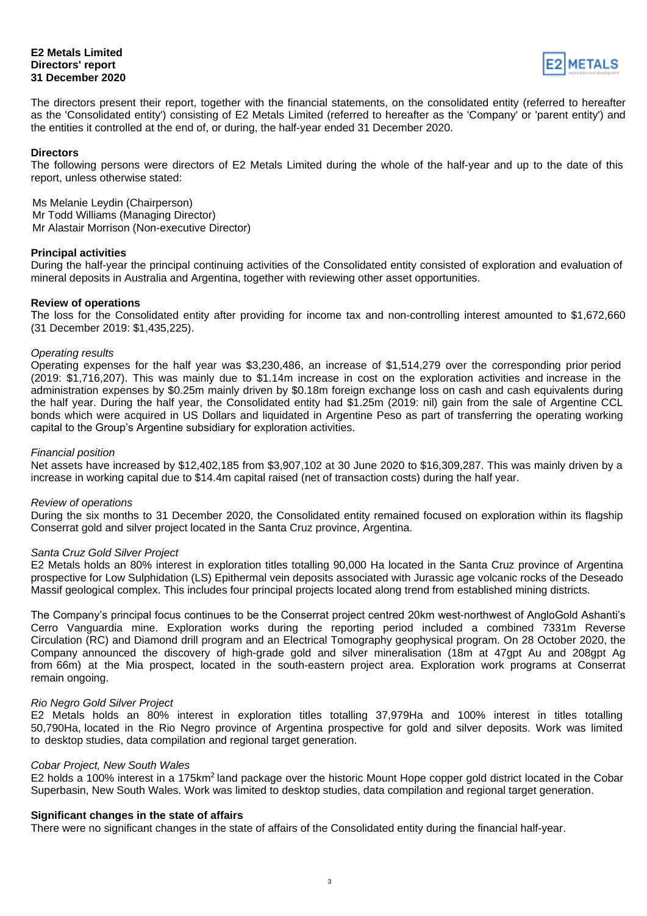**E2 Metals Limited**
**Directors' report**
**31 December 2020**

The directors present their report, together with the financial statements, on the consolidated entity (referred to hereafter as the 'Consolidated entity') consisting of E2 Metals Limited (referred to hereafter as the 'Company' or 'parent entity') and the entities it controlled at the end of, or during, the half-year ended 31 December 2020.

**Directors**

The following persons were directors of E2 Metals Limited during the whole of the half-year and up to the date of this report, unless otherwise stated:

Ms Melanie Leydin (Chairperson)
Mr Todd Williams (Managing Director)
Mr Alastair Morrison (Non-executive Director)

**Principal activities**

During the half-year the principal continuing activities of the Consolidated entity consisted of exploration and evaluation of mineral deposits in Australia and Argentina, together with reviewing other asset opportunities.

**Review of operations**

The loss for the Consolidated entity after providing for income tax and non-controlling interest amounted to $1,672,660 (31 December 2019: $1,435,225).

*Operating results*

Operating expenses for the half year was $3,230,486, an increase of $1,514,279 over the corresponding prior period (2019: $1,716,207). This was mainly due to $1.14m increase in cost on the exploration activities and increase in the administration expenses by $0.25m mainly driven by $0.18m foreign exchange loss on cash and cash equivalents during the half year. During the half year, the Consolidated entity had $1.25m (2019: nil) gain from the sale of Argentine CCL bonds which were acquired in US Dollars and liquidated in Argentine Peso as part of transferring the operating working capital to the Group's Argentine subsidiary for exploration activities.

*Financial position*

Net assets have increased by $12,402,185 from $3,907,102 at 30 June 2020 to $16,309,287. This was mainly driven by a increase in working capital due to $14.4m capital raised (net of transaction costs) during the half year.

*Review of operations*

During the six months to 31 December 2020, the Consolidated entity remained focused on exploration within its flagship Conserrat gold and silver project located in the Santa Cruz province, Argentina.

*Santa Cruz Gold Silver Project*

E2 Metals holds an 80% interest in exploration titles totalling 90,000 Ha located in the Santa Cruz province of Argentina prospective for Low Sulphidation (LS) Epithermal vein deposits associated with Jurassic age volcanic rocks of the Deseado Massif geological complex. This includes four principal projects located along trend from established mining districts.

The Company's principal focus continues to be the Conserrat project centred 20km west-northwest of AngloGold Ashanti's Cerro Vanguardia mine. Exploration works during the reporting period included a combined 7331m Reverse Circulation (RC) and Diamond drill program and an Electrical Tomography geophysical program. On 28 October 2020, the Company announced the discovery of high-grade gold and silver mineralisation (18m at 47gpt Au and 208gpt Ag from 66m) at the Mia prospect, located in the south-eastern project area. Exploration work programs at Conserrat remain ongoing.

*Rio Negro Gold Silver Project*

E2 Metals holds an 80% interest in exploration titles totalling 37,979Ha and 100% interest in titles totalling 50,790Ha, located in the Rio Negro province of Argentina prospective for gold and silver deposits. Work was limited to desktop studies, data compilation and regional target generation.

*Cobar Project, New South Wales*

E2 holds a 100% interest in a 175km$^2$ land package over the historic Mount Hope copper gold district located in the Cobar Superbasin, New South Wales. Work was limited to desktop studies, data compilation and regional target generation.

**Significant changes in the state of affairs**

There were no significant changes in the state of affairs of the Consolidated entity during the financial half-year.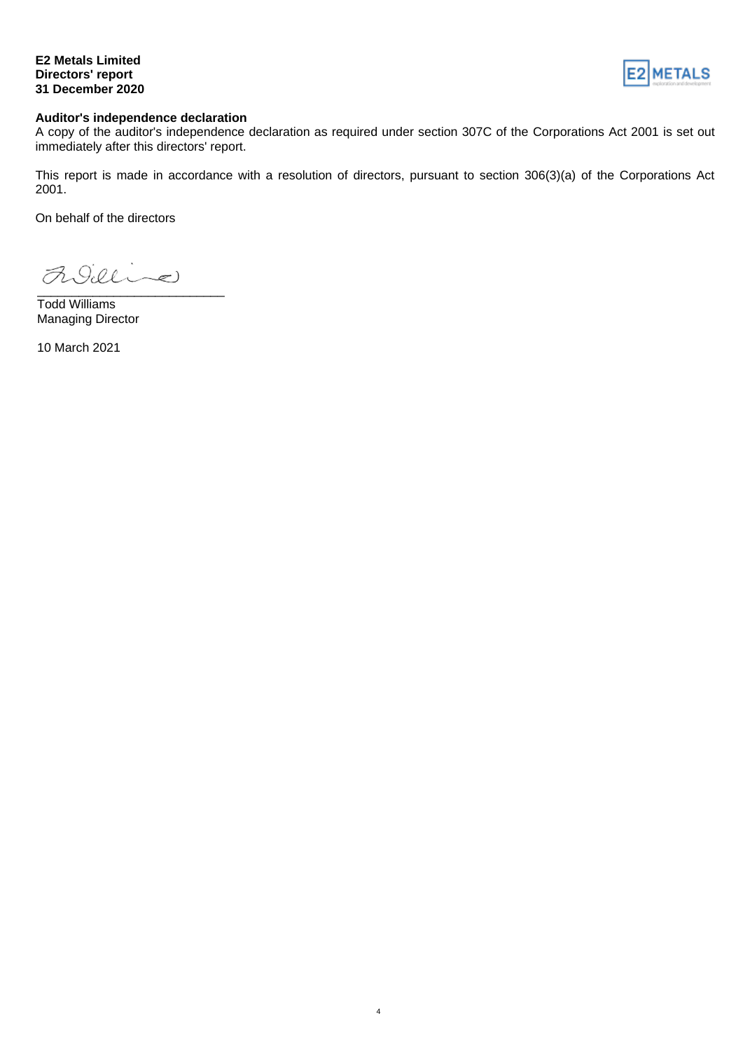## Auditor's independence declaration

A copy of the auditor's independence declaration as required under section 307C of the Corporations Act 2001 is set out immediately after this directors' report.

This report is made in accordance with a resolution of directors, pursuant to section 306(3)(a) of the Corporations Act 2001.

On behalf of the directors

___________________________

Todd Williams
Managing Director

10 March 2021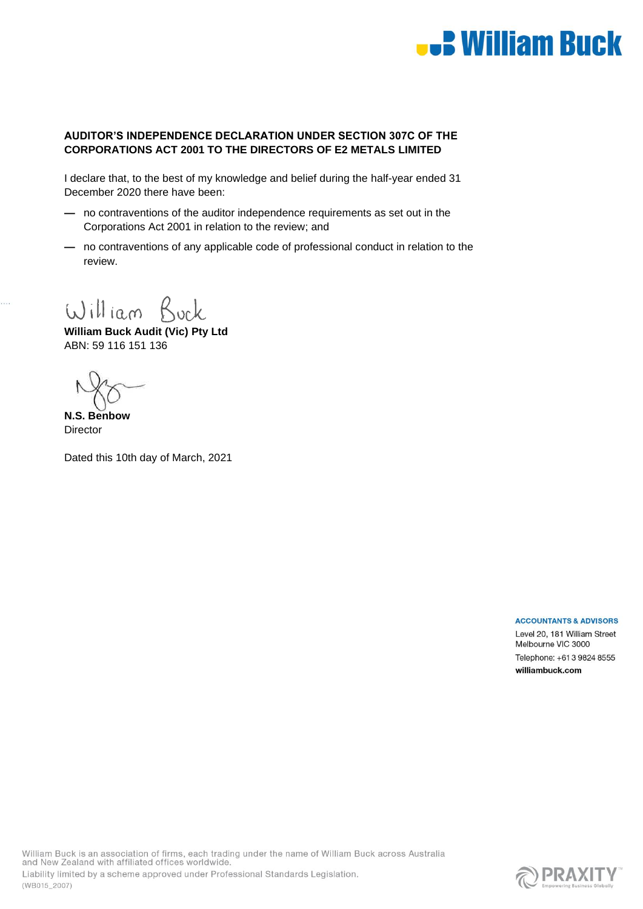## AUDITOR'S INDEPENDENCE DECLARATION UNDER SECTION 307C OF THE CORPORATIONS ACT 2001 TO THE DIRECTORS OF E2 METALS LIMITED

I declare that, to the best of my knowledge and belief during the half-year ended 31 December 2020 there have been:

- no contraventions of the auditor independence requirements as set out in the Corporations Act 2001 in relation to the review; and
- no contraventions of any applicable code of professional conduct in relation to the review.

William Buck

**William Buck Audit (Vic) Pty Ltd**
ABN: 59 116 151 136

**N.S. Benbow**
Director

Dated this 10th day of March, 2021

**ACCOUNTANTS & ADVISORS**
Level 20, 181 William Street
Melbourne VIC 3000
Telephone: +61 3 9824 8555
**williambuck.com**

William Buck is an association of firms, each trading under the name of William Buck across Australia and New Zealand with affiliated offices worldwide.
Liability limited by a scheme approved under Professional Standards Legislation.
(WB015_2007)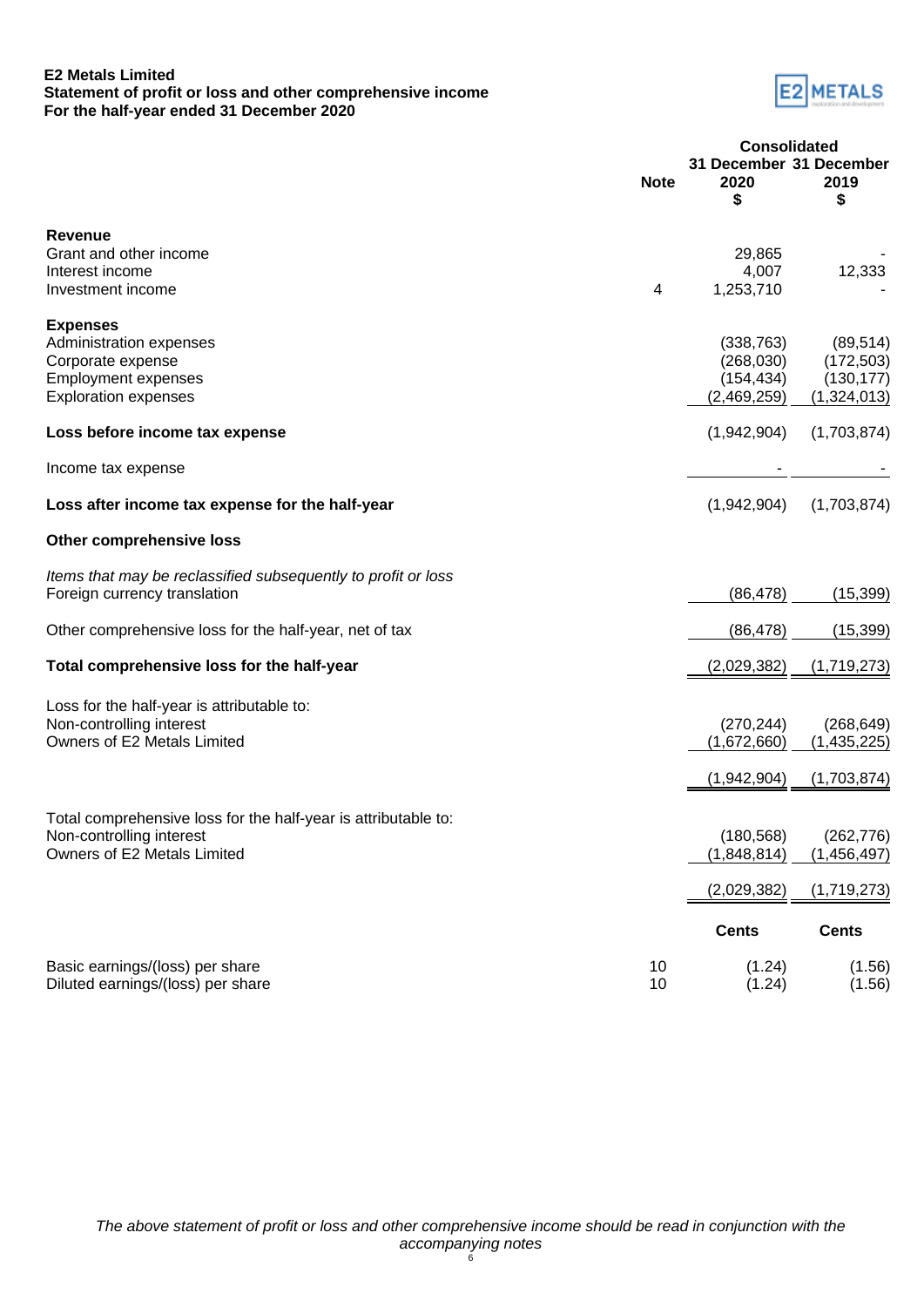**E2 Metals Limited**
**Statement of profit or loss and other comprehensive income**
**For the half-year ended 31 December 2020**

| | Note | Consolidated 31 December 2020 $ | 31 December 2019 $ |
|---|---|---|---|
| **Revenue** | | | |
| Grant and other income | | 29,865 | - |
| Interest income | | 4,007 | 12,333 |
| Investment income | 4 | 1,253,710 | - |
| **Expenses** | | | |
| Administration expenses | | (338,763) | (89,514) |
| Corporate expense | | (268,030) | (172,503) |
| Employment expenses | | (154,434) | (130,177) |
| Exploration expenses | | (2,469,259) | (1,324,013) |
| **Loss before income tax expense** | | (1,942,904) | (1,703,874) |
| Income tax expense | | - | - |
| **Loss after income tax expense for the half-year** | | (1,942,904) | (1,703,874) |
| **Other comprehensive loss** | | | |
| *Items that may be reclassified subsequently to profit or loss* | | | |
| Foreign currency translation | | (86,478) | (15,399) |
| Other comprehensive loss for the half-year, net of tax | | (86,478) | (15,399) |
| **Total comprehensive loss for the half-year** | | (2,029,382) | (1,719,273) |
| Loss for the half-year is attributable to: | | | |
| Non-controlling interest | | (270,244) | (268,649) |
| Owners of E2 Metals Limited | | (1,672,660) | (1,435,225) |
| | | (1,942,904) | (1,703,874) |
| Total comprehensive loss for the half-year is attributable to: | | | |
| Non-controlling interest | | (180,568) | (262,776) |
| Owners of E2 Metals Limited | | (1,848,814) | (1,456,497) |
| | | (2,029,382) | (1,719,273) |
| | | **Cents** | **Cents** |
| Basic earnings/(loss) per share | 10 | (1.24) | (1.56) |
| Diluted earnings/(loss) per share | 10 | (1.24) | (1.56) |

*The above statement of profit or loss and other comprehensive income should be read in conjunction with the accompanying notes*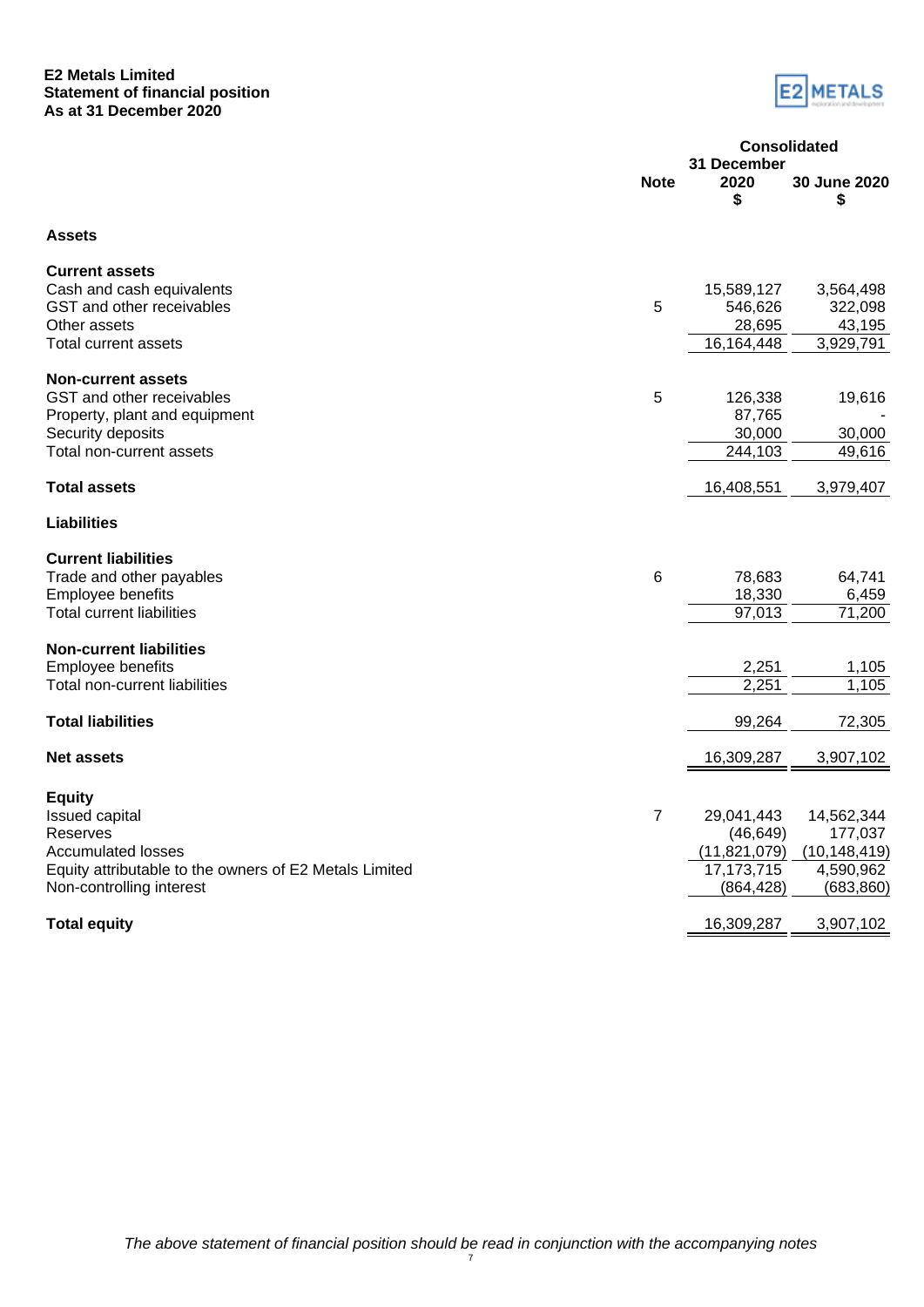**E2 Metals Limited**
**Statement of financial position**
**As at 31 December 2020**

| | Note | Consolidated 31 December 2020 $ | 30 June 2020 $ |
|---|---|---|---|
| **Assets** | | | |
| **Current assets** | | | |
| Cash and cash equivalents | | 15,589,127 | 3,564,498 |
| GST and other receivables | 5 | 546,626 | 322,098 |
| Other assets | | 28,695 | 43,195 |
| Total current assets | | 16,164,448 | 3,929,791 |
| **Non-current assets** | | | |
| GST and other receivables | 5 | 126,338 | 19,616 |
| Property, plant and equipment | | 87,765 | - |
| Security deposits | | 30,000 | 30,000 |
| Total non-current assets | | 244,103 | 49,616 |
| **Total assets** | | 16,408,551 | 3,979,407 |
| **Liabilities** | | | |
| **Current liabilities** | | | |
| Trade and other payables | 6 | 78,683 | 64,741 |
| Employee benefits | | 18,330 | 6,459 |
| Total current liabilities | | 97,013 | 71,200 |
| **Non-current liabilities** | | | |
| Employee benefits | | 2,251 | 1,105 |
| Total non-current liabilities | | 2,251 | 1,105 |
| **Total liabilities** | | 99,264 | 72,305 |
| **Net assets** | | 16,309,287 | 3,907,102 |
| **Equity** | | | |
| Issued capital | 7 | 29,041,443 | 14,562,344 |
| Reserves | | (46,649) | 177,037 |
| Accumulated losses | | (11,821,079) | (10,148,419) |
| Equity attributable to the owners of E2 Metals Limited | | 17,173,715 | 4,590,962 |
| Non-controlling interest | | (864,428) | (683,860) |
| **Total equity** | | 16,309,287 | 3,907,102 |

*The above statement of financial position should be read in conjunction with the accompanying notes*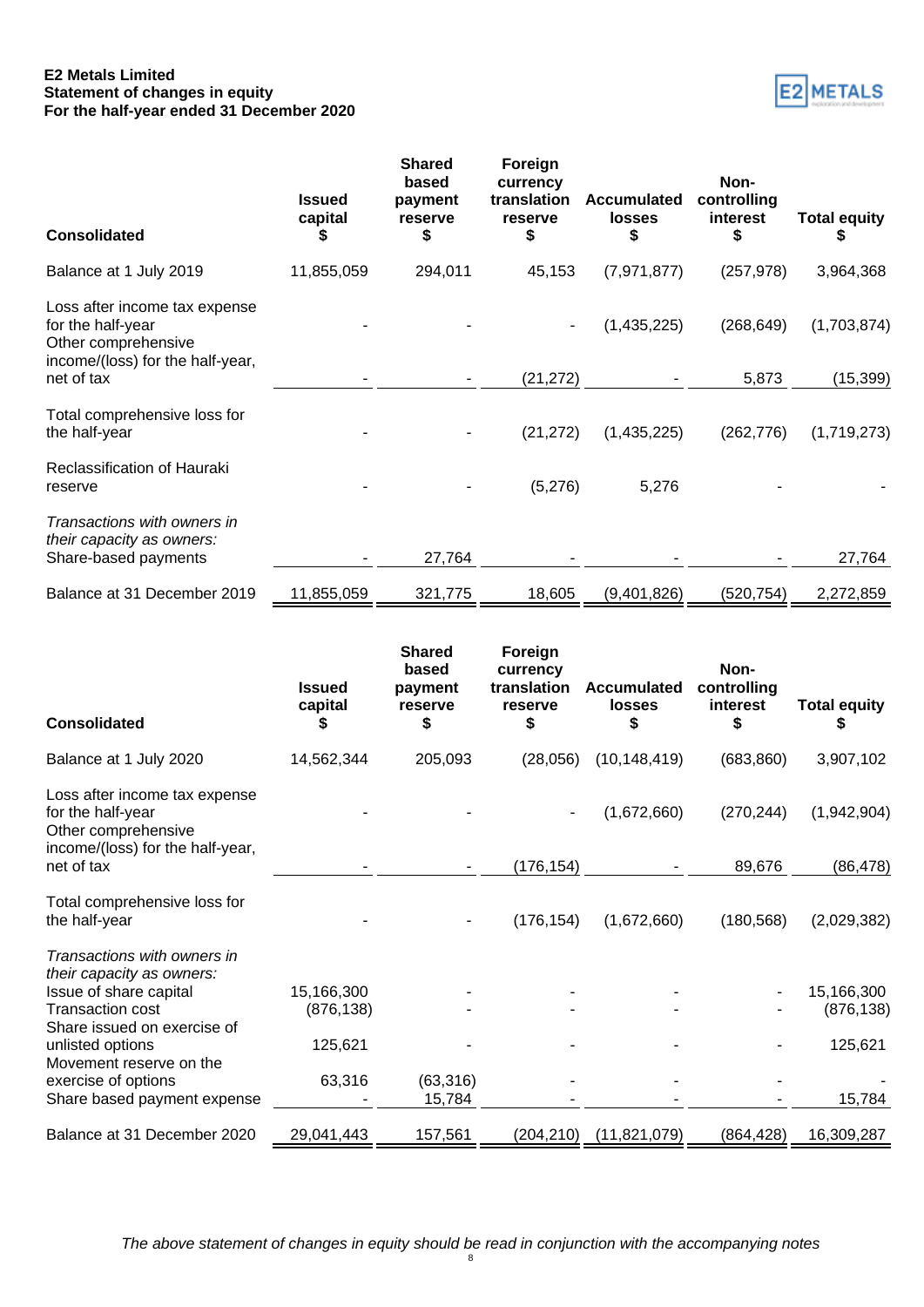**E2 Metals Limited**
**Statement of changes in equity**
**For the half-year ended 31 December 2020**

| Consolidated | Issued capital $ | Shared based payment reserve $ | Foreign currency translation reserve $ | Accumulated losses $ | Non-controlling interest $ | Total equity $ |
|---|---|---|---|---|---|---|
| Balance at 1 July 2019 | 11,855,059 | 294,011 | 45,153 | (7,971,877) | (257,978) | 3,964,368 |
| Loss after income tax expense for the half-year | - | - | - | (1,435,225) | (268,649) | (1,703,874) |
| Other comprehensive income/(loss) for the half-year, net of tax | - | - | (21,272) | - | 5,873 | (15,399) |
| Total comprehensive loss for the half-year | - | - | (21,272) | (1,435,225) | (262,776) | (1,719,273) |
| Reclassification of Hauraki reserve | - | - | (5,276) | 5,276 | - | - |
| *Transactions with owners in their capacity as owners:* | | | | | | |
| Share-based payments | - | 27,764 | - | - | - | 27,764 |
| Balance at 31 December 2019 | 11,855,059 | 321,775 | 18,605 | (9,401,826) | (520,754) | 2,272,859 |

| Consolidated | Issued capital $ | Shared based payment reserve $ | Foreign currency translation reserve $ | Accumulated losses $ | Non-controlling interest $ | Total equity $ |
|---|---|---|---|---|---|---|
| Balance at 1 July 2020 | 14,562,344 | 205,093 | (28,056) | (10,148,419) | (683,860) | 3,907,102 |
| Loss after income tax expense for the half-year | - | - | - | (1,672,660) | (270,244) | (1,942,904) |
| Other comprehensive income/(loss) for the half-year, net of tax | - | - | (176,154) | - | 89,676 | (86,478) |
| Total comprehensive loss for the half-year | - | - | (176,154) | (1,672,660) | (180,568) | (2,029,382) |
| *Transactions with owners in their capacity as owners:* | | | | | | |
| Issue of share capital | 15,166,300 | - | - | - | - | 15,166,300 |
| Transaction cost | (876,138) | - | - | - | - | (876,138) |
| Share issued on exercise of unlisted options | 125,621 | - | - | - | - | 125,621 |
| Movement reserve on the exercise of options | 63,316 | (63,316) | - | - | - | - |
| Share based payment expense | - | 15,784 | - | - | - | 15,784 |
| Balance at 31 December 2020 | 29,041,443 | 157,561 | (204,210) | (11,821,079) | (864,428) | 16,309,287 |

*The above statement of changes in equity should be read in conjunction with the accompanying notes*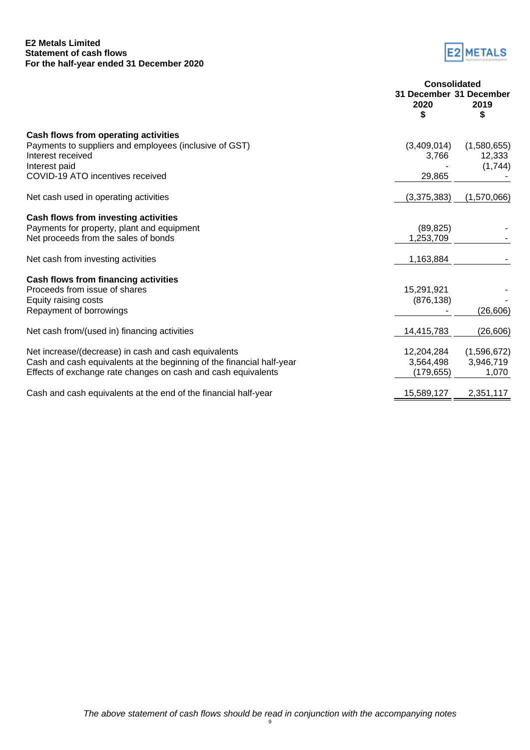**E2 Metals Limited**
**Statement of cash flows**
**For the half-year ended 31 December 2020**

| | Consolidated | |
|---|---|---|
| | 31 December 2020 $ | 31 December 2019 $ |
| **Cash flows from operating activities** | | |
| Payments to suppliers and employees (inclusive of GST) | (3,409,014) | (1,580,655) |
| Interest received | 3,766 | 12,333 |
| Interest paid | - | (1,744) |
| COVID-19 ATO incentives received | 29,865 | - |
| Net cash used in operating activities | (3,375,383) | (1,570,066) |
| **Cash flows from investing activities** | | |
| Payments for property, plant and equipment | (89,825) | - |
| Net proceeds from the sales of bonds | 1,253,709 | - |
| Net cash from investing activities | 1,163,884 | - |
| **Cash flows from financing activities** | | |
| Proceeds from issue of shares | 15,291,921 | - |
| Equity raising costs | (876,138) | - |
| Repayment of borrowings | - | (26,606) |
| Net cash from/(used in) financing activities | 14,415,783 | (26,606) |
| Net increase/(decrease) in cash and cash equivalents | 12,204,284 | (1,596,672) |
| Cash and cash equivalents at the beginning of the financial half-year | 3,564,498 | 3,946,719 |
| Effects of exchange rate changes on cash and cash equivalents | (179,655) | 1,070 |
| Cash and cash equivalents at the end of the financial half-year | 15,589,127 | 2,351,117 |

*The above statement of cash flows should be read in conjunction with the accompanying notes*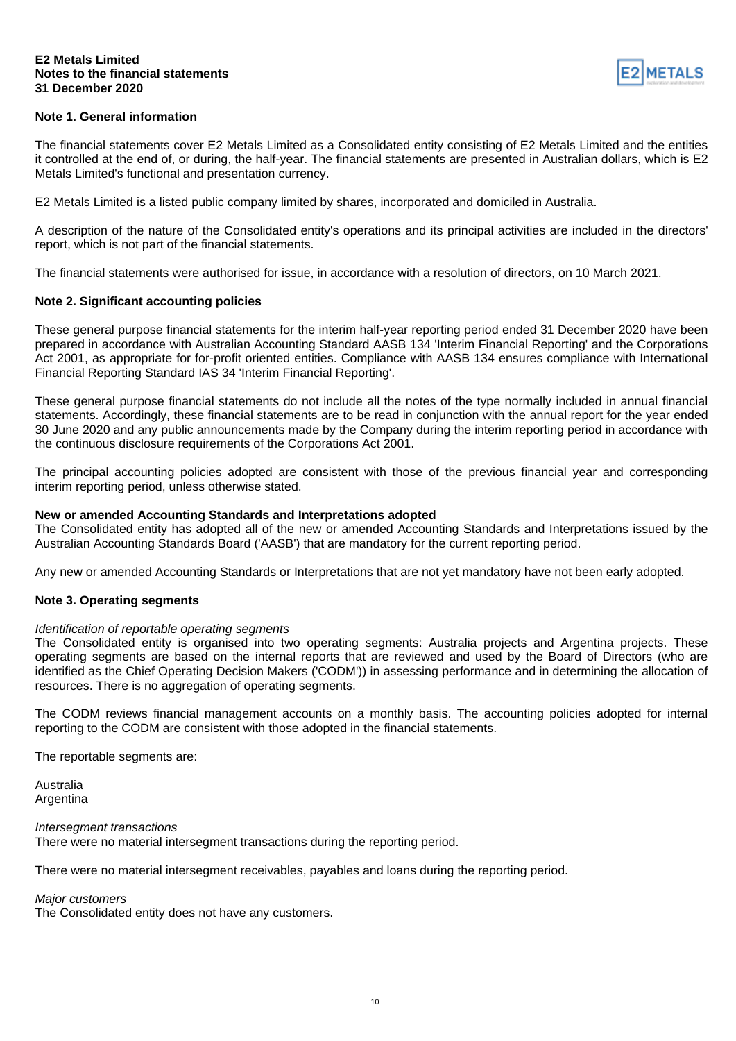## Note 1. General information

The financial statements cover E2 Metals Limited as a Consolidated entity consisting of E2 Metals Limited and the entities it controlled at the end of, or during, the half-year. The financial statements are presented in Australian dollars, which is E2 Metals Limited's functional and presentation currency.

E2 Metals Limited is a listed public company limited by shares, incorporated and domiciled in Australia.

A description of the nature of the Consolidated entity's operations and its principal activities are included in the directors' report, which is not part of the financial statements.

The financial statements were authorised for issue, in accordance with a resolution of directors, on 10 March 2021.

## Note 2. Significant accounting policies

These general purpose financial statements for the interim half-year reporting period ended 31 December 2020 have been prepared in accordance with Australian Accounting Standard AASB 134 'Interim Financial Reporting' and the Corporations Act 2001, as appropriate for for-profit oriented entities. Compliance with AASB 134 ensures compliance with International Financial Reporting Standard IAS 34 'Interim Financial Reporting'.

These general purpose financial statements do not include all the notes of the type normally included in annual financial statements. Accordingly, these financial statements are to be read in conjunction with the annual report for the year ended 30 June 2020 and any public announcements made by the Company during the interim reporting period in accordance with the continuous disclosure requirements of the Corporations Act 2001.

The principal accounting policies adopted are consistent with those of the previous financial year and corresponding interim reporting period, unless otherwise stated.

**New or amended Accounting Standards and Interpretations adopted**
The Consolidated entity has adopted all of the new or amended Accounting Standards and Interpretations issued by the Australian Accounting Standards Board ('AASB') that are mandatory for the current reporting period.

Any new or amended Accounting Standards or Interpretations that are not yet mandatory have not been early adopted.

## Note 3. Operating segments

*Identification of reportable operating segments*
The Consolidated entity is organised into two operating segments: Australia projects and Argentina projects. These operating segments are based on the internal reports that are reviewed and used by the Board of Directors (who are identified as the Chief Operating Decision Makers ('CODM')) in assessing performance and in determining the allocation of resources. There is no aggregation of operating segments.

The CODM reviews financial management accounts on a monthly basis. The accounting policies adopted for internal reporting to the CODM are consistent with those adopted in the financial statements.

The reportable segments are:

Australia
Argentina

*Intersegment transactions*
There were no material intersegment transactions during the reporting period.

There were no material intersegment receivables, payables and loans during the reporting period.

*Major customers*
The Consolidated entity does not have any customers.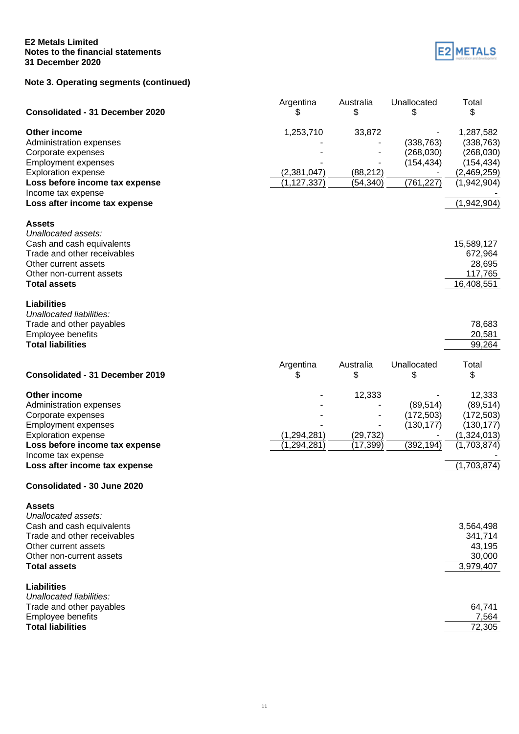E2 Metals Limited
Notes to the financial statements
31 December 2020

## Note 3. Operating segments (continued)

| Consolidated - 31 December 2020 | Argentina $ | Australia $ | Unallocated $ | Total $ |
|---|---|---|---|---|
| **Other income** | 1,253,710 | 33,872 | - | 1,287,582 |
| Administration expenses | - | - | (338,763) | (338,763) |
| Corporate expenses | - | - | (268,030) | (268,030) |
| Employment expenses | - | - | (154,434) | (154,434) |
| Exploration expense | (2,381,047) | (88,212) | - | (2,469,259) |
| **Loss before income tax expense** | (1,127,337) | (54,340) | (761,227) | (1,942,904) |
| Income tax expense | | | | - |
| **Loss after income tax expense** | | | | (1,942,904) |
| | | | | |
| **Assets** | | | | |
| *Unallocated assets:* | | | | |
| Cash and cash equivalents | | | | 15,589,127 |
| Trade and other receivables | | | | 672,964 |
| Other current assets | | | | 28,695 |
| Other non-current assets | | | | 117,765 |
| **Total assets** | | | | 16,408,551 |
| | | | | |
| **Liabilities** | | | | |
| *Unallocated liabilities:* | | | | |
| Trade and other payables | | | | 78,683 |
| Employee benefits | | | | 20,581 |
| **Total liabilities** | | | | 99,264 |

| Consolidated - 31 December 2019 | Argentina $ | Australia $ | Unallocated $ | Total $ |
|---|---|---|---|---|
| **Other income** | - | 12,333 | - | 12,333 |
| Administration expenses | - | - | (89,514) | (89,514) |
| Corporate expenses | - | - | (172,503) | (172,503) |
| Employment expenses | - | - | (130,177) | (130,177) |
| Exploration expense | (1,294,281) | (29,732) | - | (1,324,013) |
| **Loss before income tax expense** | (1,294,281) | (17,399) | (392,194) | (1,703,874) |
| Income tax expense | | | | - |
| **Loss after income tax expense** | | | | (1,703,874) |

| Consolidated - 30 June 2020 | Total $ |
|---|---|
| **Assets** | |
| *Unallocated assets:* | |
| Cash and cash equivalents | 3,564,498 |
| Trade and other receivables | 341,714 |
| Other current assets | 43,195 |
| Other non-current assets | 30,000 |
| **Total assets** | 3,979,407 |
| | |
| **Liabilities** | |
| *Unallocated liabilities:* | |
| Trade and other payables | 64,741 |
| Employee benefits | 7,564 |
| **Total liabilities** | 72,305 |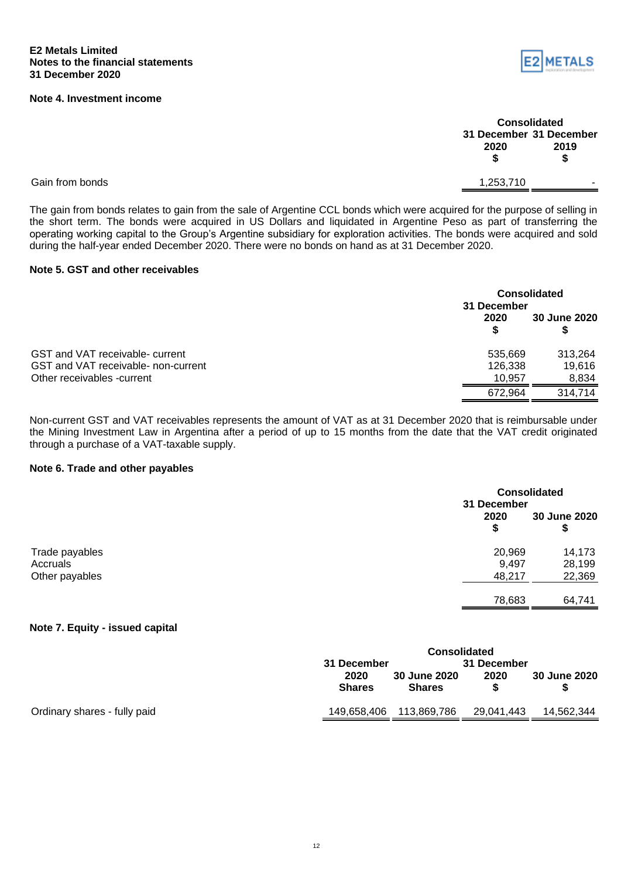## Note 4. Investment income

| | Consolidated | |
|---|---|---|
| | 31 December 2020 $ | 31 December 2019 $ |
| Gain from bonds | 1,253,710 | - |

The gain from bonds relates to gain from the sale of Argentine CCL bonds which were acquired for the purpose of selling in the short term. The bonds were acquired in US Dollars and liquidated in Argentine Peso as part of transferring the operating working capital to the Group's Argentine subsidiary for exploration activities. The bonds were acquired and sold during the half-year ended December 2020. There were no bonds on hand as at 31 December 2020.

## Note 5. GST and other receivables

| | Consolidated | |
|---|---|---|
| | 31 December 2020 $ | 30 June 2020 $ |
| GST and VAT receivable- current | 535,669 | 313,264 |
| GST and VAT receivable- non-current | 126,338 | 19,616 |
| Other receivables -current | 10,957 | 8,834 |
| | 672,964 | 314,714 |

Non-current GST and VAT receivables represents the amount of VAT as at 31 December 2020 that is reimbursable under the Mining Investment Law in Argentina after a period of up to 15 months from the date that the VAT credit originated through a purchase of a VAT-taxable supply.

## Note 6. Trade and other payables

| | Consolidated | |
|---|---|---|
| | 31 December 2020 $ | 30 June 2020 $ |
| Trade payables | 20,969 | 14,173 |
| Accruals | 9,497 | 28,199 |
| Other payables | 48,217 | 22,369 |
| | 78,683 | 64,741 |

## Note 7. Equity - issued capital

| | Consolidated | | | |
|---|---|---|---|---|
| | 31 December 2020 Shares | 30 June 2020 Shares | 31 December 2020 $ | 30 June 2020 $ |
| Ordinary shares - fully paid | 149,658,406 | 113,869,786 | 29,041,443 | 14,562,344 |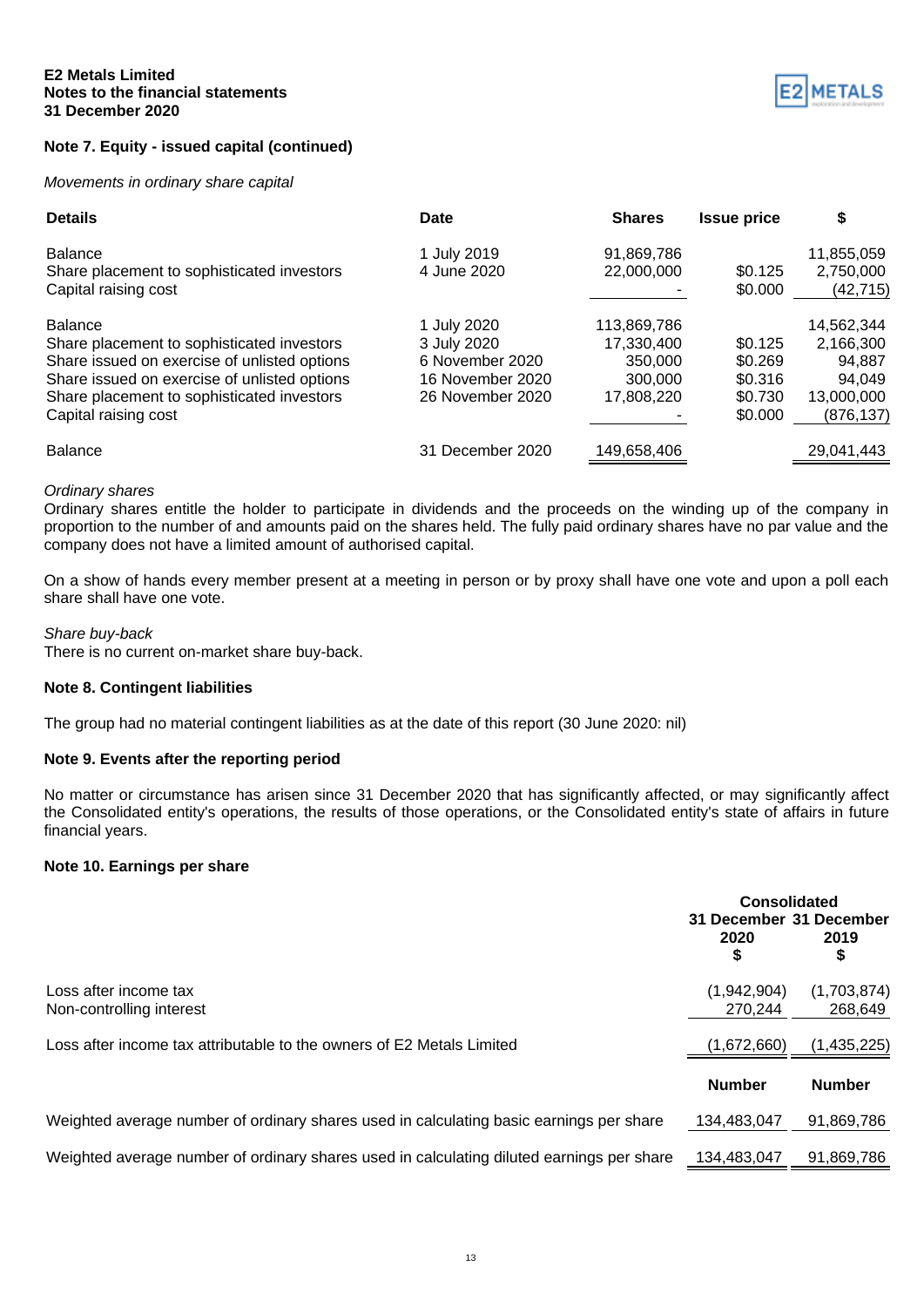**E2 Metals Limited**
**Notes to the financial statements**
**31 December 2020**

**Note 7. Equity - issued capital (continued)**

*Movements in ordinary share capital*

| Details | Date | Shares | Issue price | $ |
|---|---|---|---|---|
| Balance | 1 July 2019 | 91,869,786 | | 11,855,059 |
| Share placement to sophisticated investors | 4 June 2020 | 22,000,000 | $0.125 | 2,750,000 |
| Capital raising cost | | - | $0.000 | (42,715) |
| Balance | 1 July 2020 | 113,869,786 | | 14,562,344 |
| Share placement to sophisticated investors | 3 July 2020 | 17,330,400 | $0.125 | 2,166,300 |
| Share issued on exercise of unlisted options | 6 November 2020 | 350,000 | $0.269 | 94,887 |
| Share issued on exercise of unlisted options | 16 November 2020 | 300,000 | $0.316 | 94,049 |
| Share placement to sophisticated investors | 26 November 2020 | 17,808,220 | $0.730 | 13,000,000 |
| Capital raising cost | | - | $0.000 | (876,137) |
| Balance | 31 December 2020 | 149,658,406 | | 29,041,443 |

*Ordinary shares*
Ordinary shares entitle the holder to participate in dividends and the proceeds on the winding up of the company in proportion to the number of and amounts paid on the shares held. The fully paid ordinary shares have no par value and the company does not have a limited amount of authorised capital.

On a show of hands every member present at a meeting in person or by proxy shall have one vote and upon a poll each share shall have one vote.

*Share buy-back*
There is no current on-market share buy-back.

**Note 8. Contingent liabilities**

The group had no material contingent liabilities as at the date of this report (30 June 2020: nil)

**Note 9. Events after the reporting period**

No matter or circumstance has arisen since 31 December 2020 that has significantly affected, or may significantly affect the Consolidated entity's operations, the results of those operations, or the Consolidated entity's state of affairs in future financial years.

**Note 10. Earnings per share**

| | Consolidated | |
|---|---|---|
| | 31 December 2020 $ | 31 December 2019 $ |
| Loss after income tax | (1,942,904) | (1,703,874) |
| Non-controlling interest | 270,244 | 268,649 |
| Loss after income tax attributable to the owners of E2 Metals Limited | (1,672,660) | (1,435,225) |
| | **Number** | **Number** |
| Weighted average number of ordinary shares used in calculating basic earnings per share | 134,483,047 | 91,869,786 |
| Weighted average number of ordinary shares used in calculating diluted earnings per share | 134,483,047 | 91,869,786 |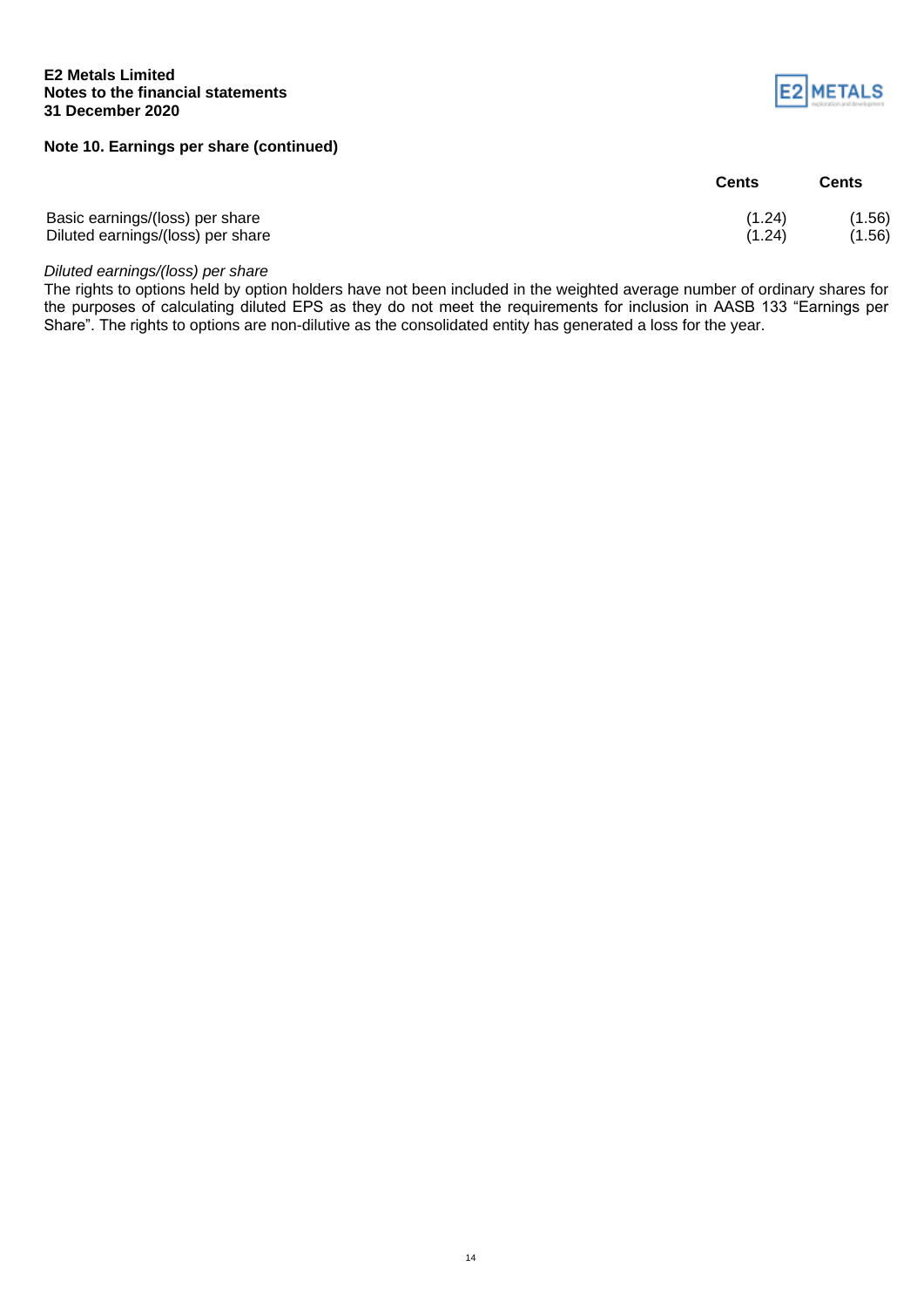### Note 10. Earnings per share (continued)

| | Cents | Cents |
|---|---|---|
| Basic earnings/(loss) per share | (1.24) | (1.56) |
| Diluted earnings/(loss) per share | (1.24) | (1.56) |

*Diluted earnings/(loss) per share*

The rights to options held by option holders have not been included in the weighted average number of ordinary shares for the purposes of calculating diluted EPS as they do not meet the requirements for inclusion in AASB 133 "Earnings per Share". The rights to options are non-dilutive as the consolidated entity has generated a loss for the year.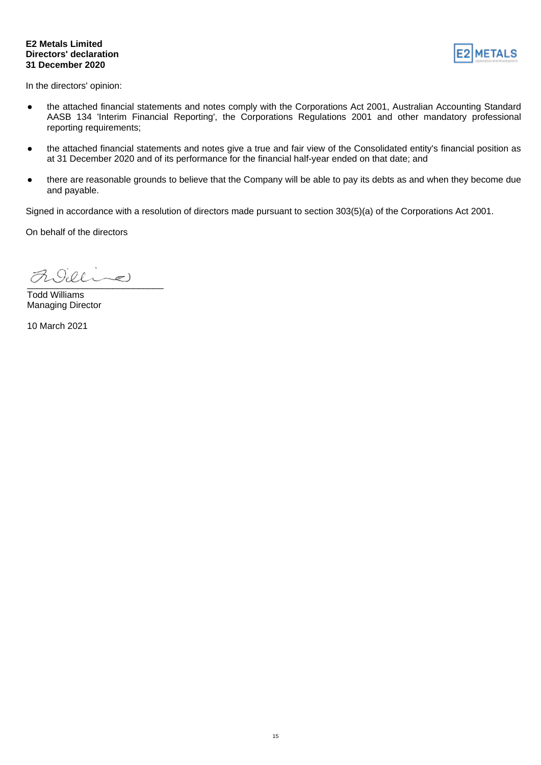**E2 Metals Limited**
**Directors' declaration**
**31 December 2020**

In the directors' opinion:

- the attached financial statements and notes comply with the Corporations Act 2001, Australian Accounting Standard AASB 134 'Interim Financial Reporting', the Corporations Regulations 2001 and other mandatory professional reporting requirements;
- the attached financial statements and notes give a true and fair view of the Consolidated entity's financial position as at 31 December 2020 and of its performance for the financial half-year ended on that date; and
- there are reasonable grounds to believe that the Company will be able to pay its debts as and when they become due and payable.

Signed in accordance with a resolution of directors made pursuant to section 303(5)(a) of the Corporations Act 2001.

On behalf of the directors

___________________________
Todd Williams
Managing Director

10 March 2021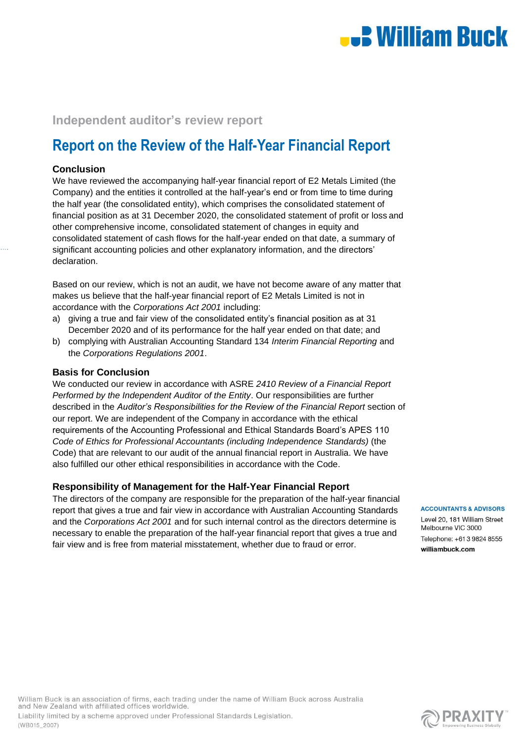## Independent auditor's review report

# Report on the Review of the Half-Year Financial Report

### Conclusion

We have reviewed the accompanying half-year financial report of E2 Metals Limited (the Company) and the entities it controlled at the half-year's end or from time to time during the half year (the consolidated entity), which comprises the consolidated statement of financial position as at 31 December 2020, the consolidated statement of profit or loss and other comprehensive income, consolidated statement of changes in equity and consolidated statement of cash flows for the half-year ended on that date, a summary of significant accounting policies and other explanatory information, and the directors' declaration.

Based on our review, which is not an audit, we have not become aware of any matter that makes us believe that the half-year financial report of E2 Metals Limited is not in accordance with the *Corporations Act 2001* including:

a) giving a true and fair view of the consolidated entity's financial position as at 31 December 2020 and of its performance for the half year ended on that date; and
b) complying with Australian Accounting Standard 134 *Interim Financial Reporting* and the *Corporations Regulations 2001*.

### Basis for Conclusion

We conducted our review in accordance with ASRE *2410 Review of a Financial Report Performed by the Independent Auditor of the Entity*. Our responsibilities are further described in the *Auditor's Responsibilities for the Review of the Financial Report* section of our report. We are independent of the Company in accordance with the ethical requirements of the Accounting Professional and Ethical Standards Board's APES 110 *Code of Ethics for Professional Accountants (including Independence Standards)* (the Code) that are relevant to our audit of the annual financial report in Australia. We have also fulfilled our other ethical responsibilities in accordance with the Code.

### Responsibility of Management for the Half-Year Financial Report

The directors of the company are responsible for the preparation of the half-year financial report that gives a true and fair view in accordance with Australian Accounting Standards and the *Corporations Act 2001* and for such internal control as the directors determine is necessary to enable the preparation of the half-year financial report that gives a true and fair view and is free from material misstatement, whether due to fraud or error.

**ACCOUNTANTS & ADVISORS**
Level 20, 181 William Street
Melbourne VIC 3000
Telephone: +61 3 9824 8555
**williambuck.com**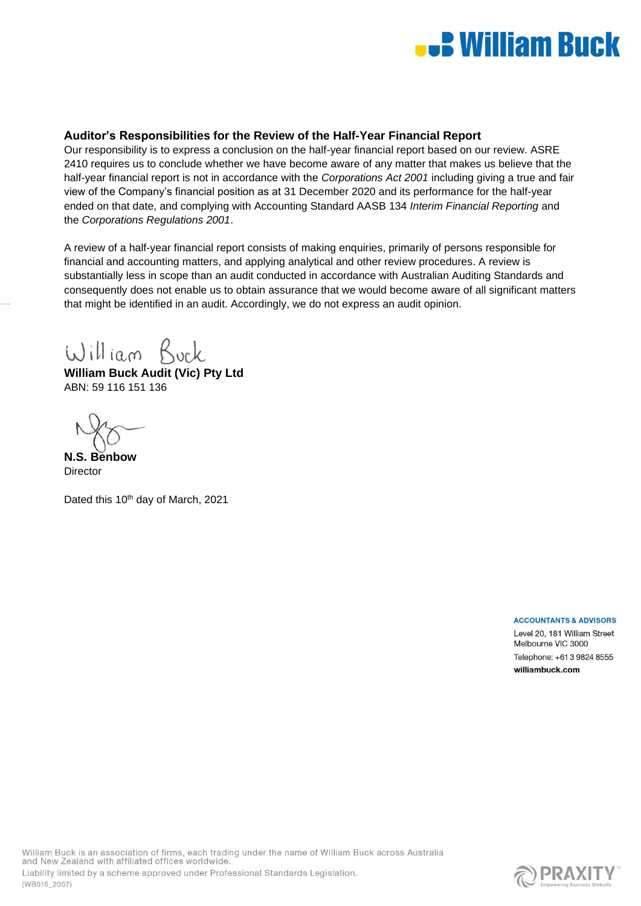## Auditor's Responsibilities for the Review of the Half-Year Financial Report

Our responsibility is to express a conclusion on the half-year financial report based on our review. ASRE 2410 requires us to conclude whether we have become aware of any matter that makes us believe that the half-year financial report is not in accordance with the *Corporations Act 2001* including giving a true and fair view of the Company's financial position as at 31 December 2020 and its performance for the half-year ended on that date, and complying with Accounting Standard AASB 134 *Interim Financial Reporting* and the *Corporations Regulations 2001*.

A review of a half-year financial report consists of making enquiries, primarily of persons responsible for financial and accounting matters, and applying analytical and other review procedures. A review is substantially less in scope than an audit conducted in accordance with Australian Auditing Standards and consequently does not enable us to obtain assurance that we would become aware of all significant matters that might be identified in an audit. Accordingly, we do not express an audit opinion.

William Buck

**William Buck Audit (Vic) Pty Ltd**
ABN: 59 116 151 136

**N.S. Benbow**
Director

Dated this 10th day of March, 2021

**ACCOUNTANTS & ADVISORS**
Level 20, 181 William Street
Melbourne VIC 3000
Telephone: +61 3 9824 8555
**williambuck.com**

William Buck is an association of firms, each trading under the name of William Buck across Australia and New Zealand with affiliated offices worldwide.
Liability limited by a scheme approved under Professional Standards Legislation.
(WB015_2007)